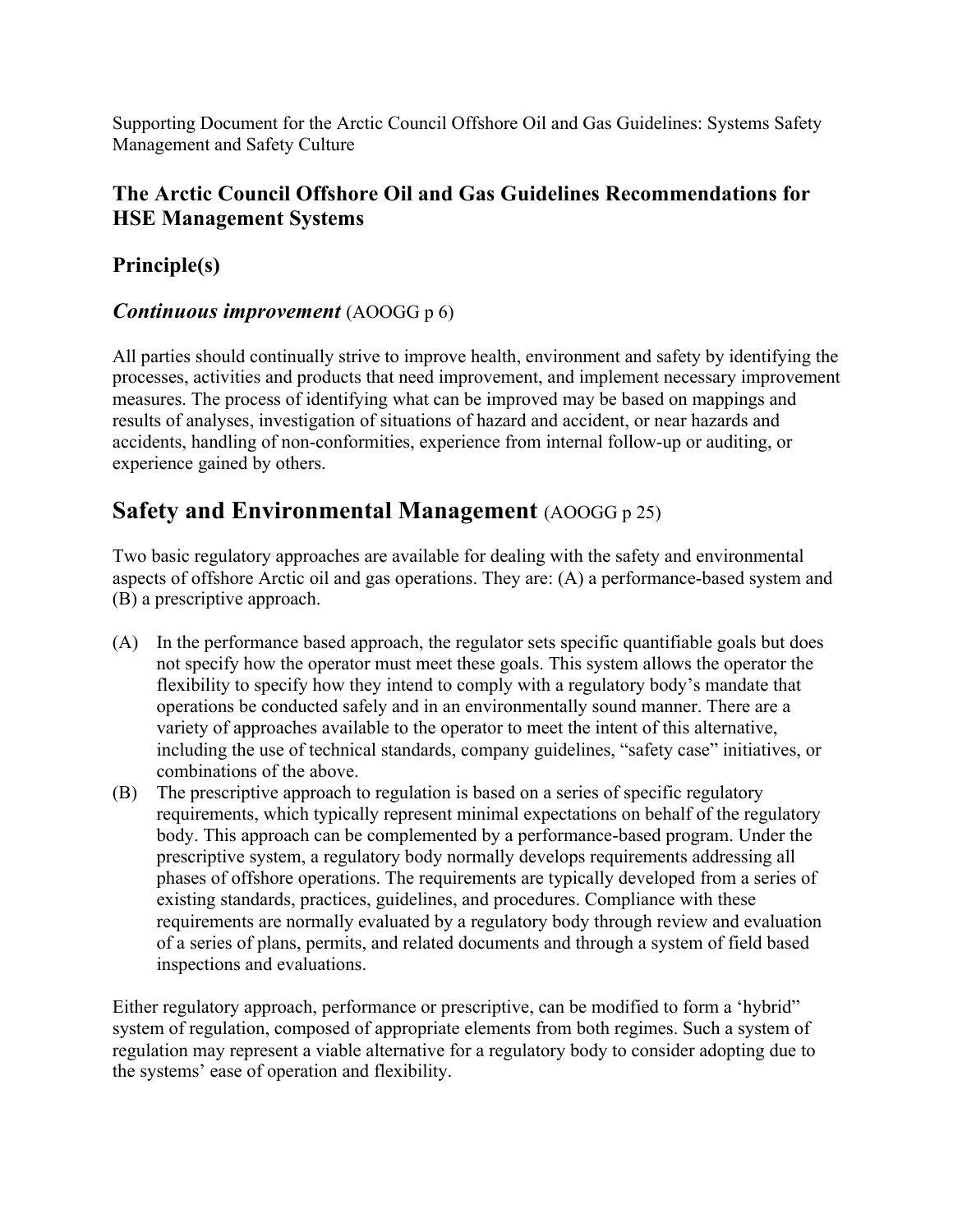Supporting Document for the Arctic Council Offshore Oil and Gas Guidelines: Systems Safety Management and Safety Culture

## The Arctic Council Offshore Oil and Gas Guidelines Recommendations for HSE Management Systems

## Principle(s)

### *Continuous improvement* (AOOGG p 6)

All parties should continually strive to improve health, environment and safety by identifying the processes, activities and products that need improvement, and implement necessary improvement measures. The process of identifying what can be improved may be based on mappings and results of analyses, investigation of situations of hazard and accident, or near hazards and accidents, handling of non-conformities, experience from internal follow-up or auditing, or experience gained by others.

# Safety and Environmental Management (AOOGG p 25)

Two basic regulatory approaches are available for dealing with the safety and environmental aspects of offshore Arctic oil and gas operations. They are: (A) a performance-based system and (B) a prescriptive approach.

(A) In the performance based approach, the regulator sets specific quantifiable goals but does not specify how the operator must meet these goals. This system allows the operator the flexibility to specify how they intend to comply with a regulatory body's mandate that operations be conducted safely and in an environmentally sound manner. There are a variety of approaches available to the operator to meet the intent of this alternative, including the use of technical standards, company guidelines, "safety case" initiatives, or combinations of the above.

(B) The prescriptive approach to regulation is based on a series of specific regulatory requirements, which typically represent minimal expectations on behalf of the regulatory body. This approach can be complemented by a performance-based program. Under the prescriptive system, a regulatory body normally develops requirements addressing all phases of offshore operations. The requirements are typically developed from a series of existing standards, practices, guidelines, and procedures. Compliance with these requirements are normally evaluated by a regulatory body through review and evaluation of a series of plans, permits, and related documents and through a system of field based inspections and evaluations.

Either regulatory approach, performance or prescriptive, can be modified to form a 'hybrid" system of regulation, composed of appropriate elements from both regimes. Such a system of regulation may represent a viable alternative for a regulatory body to consider adopting due to the systems' ease of operation and flexibility.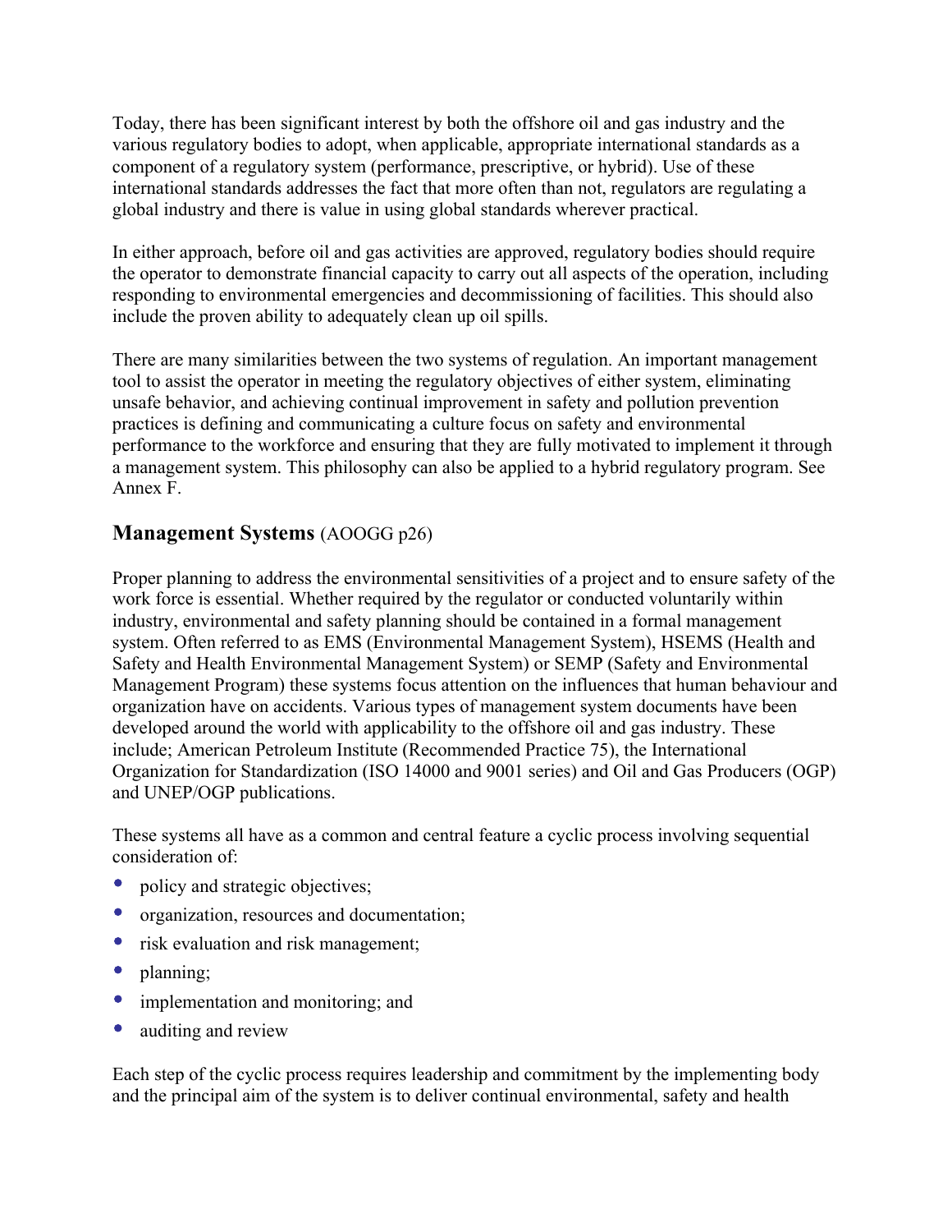Today, there has been significant interest by both the offshore oil and gas industry and the various regulatory bodies to adopt, when applicable, appropriate international standards as a component of a regulatory system (performance, prescriptive, or hybrid). Use of these international standards addresses the fact that more often than not, regulators are regulating a global industry and there is value in using global standards wherever practical.

In either approach, before oil and gas activities are approved, regulatory bodies should require the operator to demonstrate financial capacity to carry out all aspects of the operation, including responding to environmental emergencies and decommissioning of facilities. This should also include the proven ability to adequately clean up oil spills.

There are many similarities between the two systems of regulation. An important management tool to assist the operator in meeting the regulatory objectives of either system, eliminating unsafe behavior, and achieving continual improvement in safety and pollution prevention practices is defining and communicating a culture focus on safety and environmental performance to the workforce and ensuring that they are fully motivated to implement it through a management system. This philosophy can also be applied to a hybrid regulatory program. See Annex F.

## **Management Systems** (AOOGG p26)

Proper planning to address the environmental sensitivities of a project and to ensure safety of the work force is essential. Whether required by the regulator or conducted voluntarily within industry, environmental and safety planning should be contained in a formal management system. Often referred to as EMS (Environmental Management System), HSEMS (Health and Safety and Health Environmental Management System) or SEMP (Safety and Environmental Management Program) these systems focus attention on the influences that human behaviour and organization have on accidents. Various types of management system documents have been developed around the world with applicability to the offshore oil and gas industry. These include; American Petroleum Institute (Recommended Practice 75), the International Organization for Standardization (ISO 14000 and 9001 series) and Oil and Gas Producers (OGP) and UNEP/OGP publications.

These systems all have as a common and central feature a cyclic process involving sequential consideration of:

- policy and strategic objectives;
- organization, resources and documentation;
- risk evaluation and risk management;
- planning;
- implementation and monitoring; and
- auditing and review

Each step of the cyclic process requires leadership and commitment by the implementing body and the principal aim of the system is to deliver continual environmental, safety and health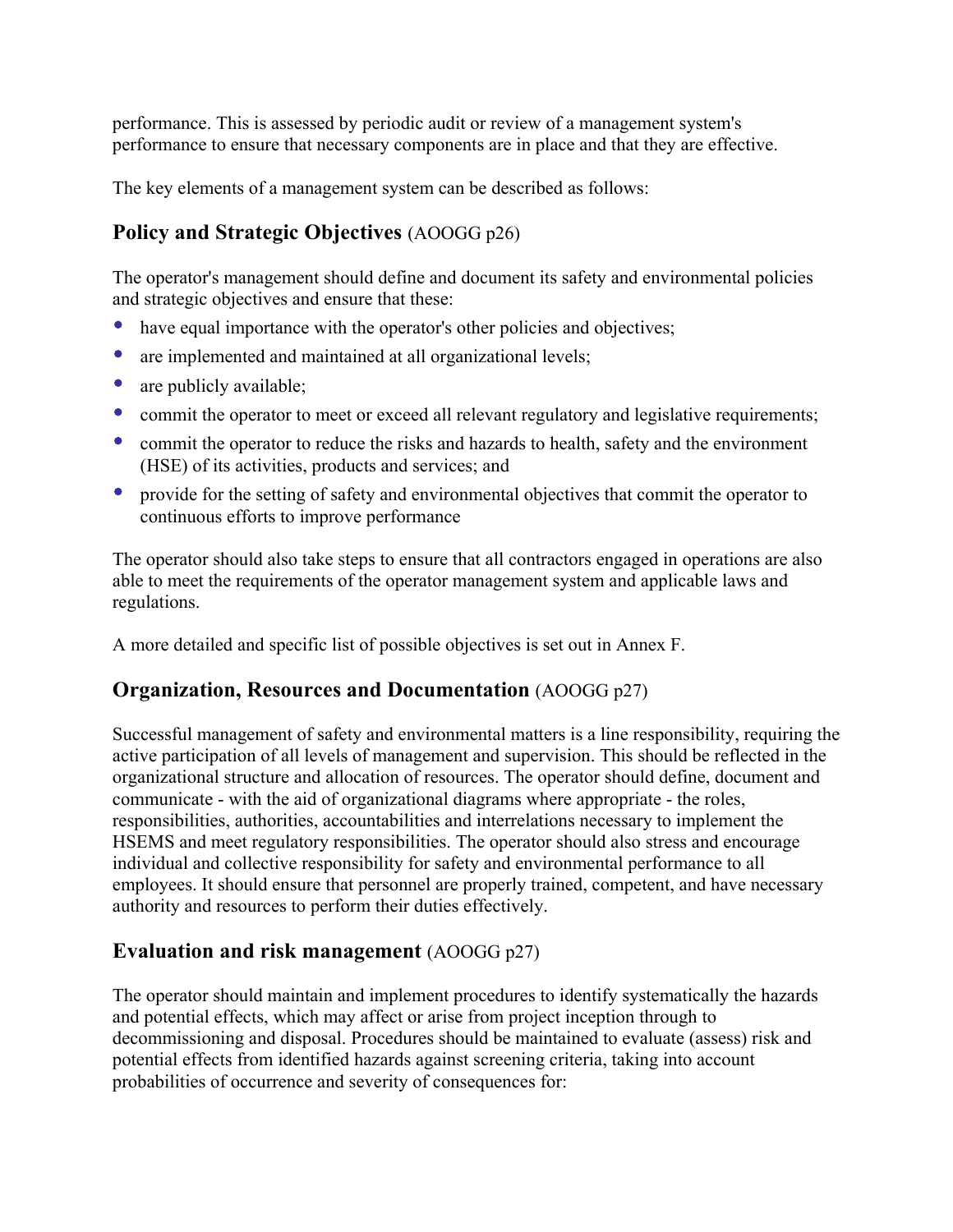performance. This is assessed by periodic audit or review of a management system's performance to ensure that necessary components are in place and that they are effective.

The key elements of a management system can be described as follows:

## **Policy and Strategic Objectives** (AOOGG p26)

The operator's management should define and document its safety and environmental policies and strategic objectives and ensure that these:

- have equal importance with the operator's other policies and objectives;
- are implemented and maintained at all organizational levels;
- are publicly available;
- commit the operator to meet or exceed all relevant regulatory and legislative requirements;
- commit the operator to reduce the risks and hazards to health, safety and the environment (HSE) of its activities, products and services; and
- provide for the setting of safety and environmental objectives that commit the operator to continuous efforts to improve performance

The operator should also take steps to ensure that all contractors engaged in operations are also able to meet the requirements of the operator management system and applicable laws and regulations.

A more detailed and specific list of possible objectives is set out in Annex F.

## **Organization, Resources and Documentation** (AOOGG p27)

Successful management of safety and environmental matters is a line responsibility, requiring the active participation of all levels of management and supervision. This should be reflected in the organizational structure and allocation of resources. The operator should define, document and communicate - with the aid of organizational diagrams where appropriate - the roles, responsibilities, authorities, accountabilities and interrelations necessary to implement the HSEMS and meet regulatory responsibilities. The operator should also stress and encourage individual and collective responsibility for safety and environmental performance to all employees. It should ensure that personnel are properly trained, competent, and have necessary authority and resources to perform their duties effectively.

## **Evaluation and risk management** (AOOGG p27)

The operator should maintain and implement procedures to identify systematically the hazards and potential effects, which may affect or arise from project inception through to decommissioning and disposal. Procedures should be maintained to evaluate (assess) risk and potential effects from identified hazards against screening criteria, taking into account probabilities of occurrence and severity of consequences for: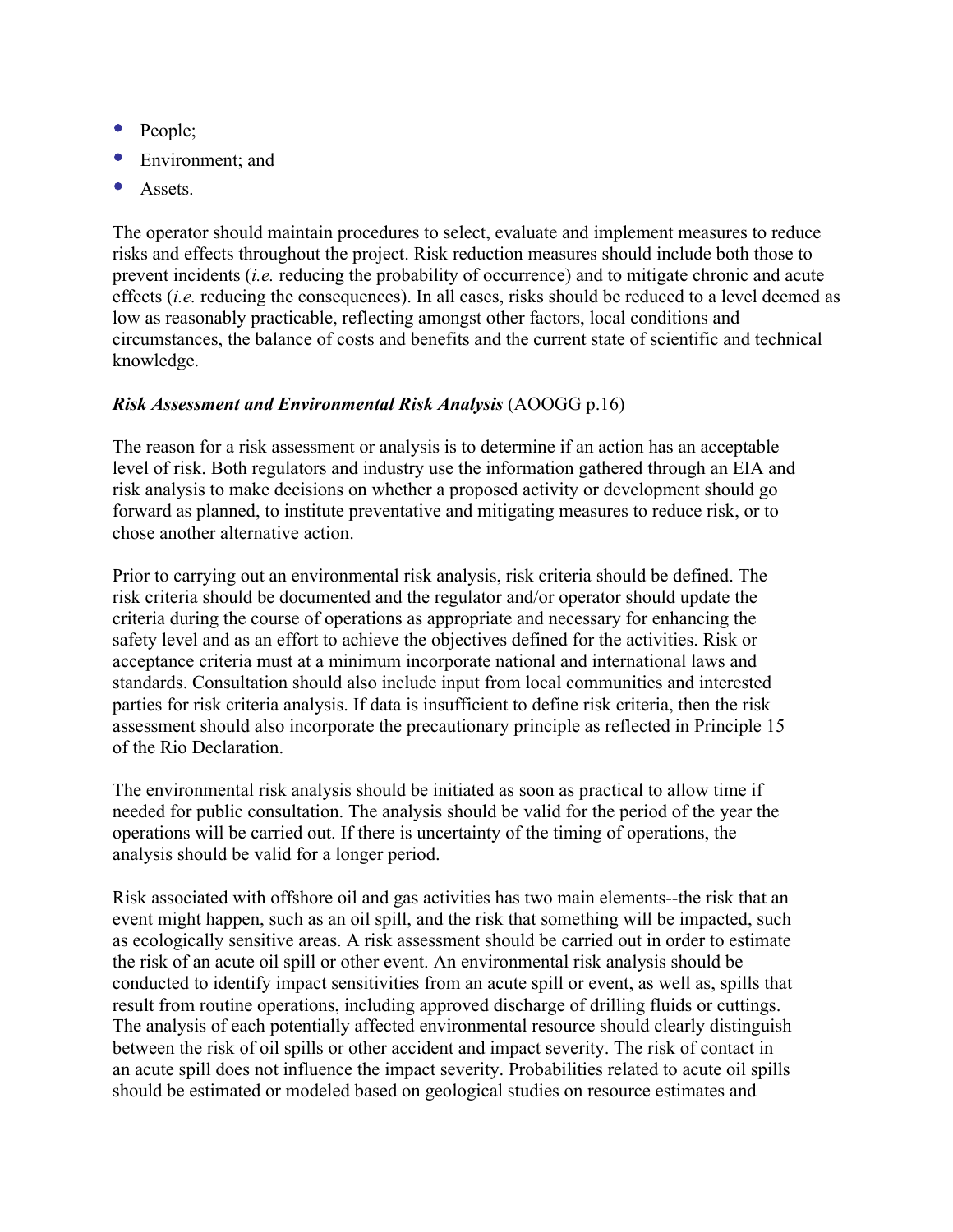- People;
- Environment; and
- Assets.

The operator should maintain procedures to select, evaluate and implement measures to reduce risks and effects throughout the project. Risk reduction measures should include both those to prevent incidents (*i.e.* reducing the probability of occurrence) and to mitigate chronic and acute effects (*i.e.* reducing the consequences). In all cases, risks should be reduced to a level deemed as low as reasonably practicable, reflecting amongst other factors, local conditions and circumstances, the balance of costs and benefits and the current state of scientific and technical knowledge.

***Risk Assessment and Environmental Risk Analysis*** (AOOGG p.16)

The reason for a risk assessment or analysis is to determine if an action has an acceptable level of risk. Both regulators and industry use the information gathered through an EIA and risk analysis to make decisions on whether a proposed activity or development should go forward as planned, to institute preventative and mitigating measures to reduce risk, or to chose another alternative action.

Prior to carrying out an environmental risk analysis, risk criteria should be defined. The risk criteria should be documented and the regulator and/or operator should update the criteria during the course of operations as appropriate and necessary for enhancing the safety level and as an effort to achieve the objectives defined for the activities. Risk or acceptance criteria must at a minimum incorporate national and international laws and standards. Consultation should also include input from local communities and interested parties for risk criteria analysis. If data is insufficient to define risk criteria, then the risk assessment should also incorporate the precautionary principle as reflected in Principle 15 of the Rio Declaration.

The environmental risk analysis should be initiated as soon as practical to allow time if needed for public consultation. The analysis should be valid for the period of the year the operations will be carried out. If there is uncertainty of the timing of operations, the analysis should be valid for a longer period.

Risk associated with offshore oil and gas activities has two main elements--the risk that an event might happen, such as an oil spill, and the risk that something will be impacted, such as ecologically sensitive areas. A risk assessment should be carried out in order to estimate the risk of an acute oil spill or other event. An environmental risk analysis should be conducted to identify impact sensitivities from an acute spill or event, as well as, spills that result from routine operations, including approved discharge of drilling fluids or cuttings. The analysis of each potentially affected environmental resource should clearly distinguish between the risk of oil spills or other accident and impact severity. The risk of contact in an acute spill does not influence the impact severity. Probabilities related to acute oil spills should be estimated or modeled based on geological studies on resource estimates and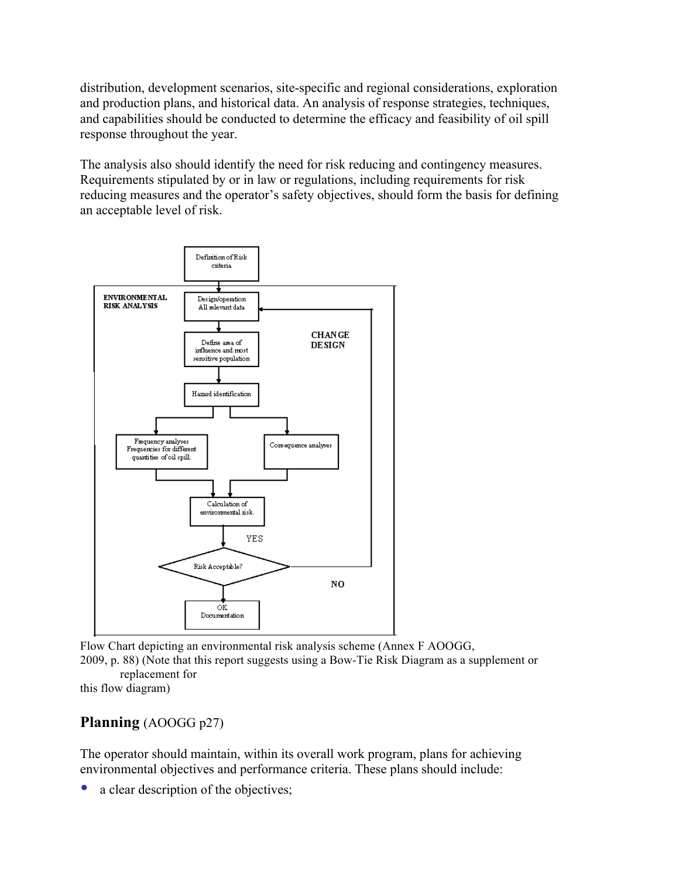distribution, development scenarios, site-specific and regional considerations, exploration and production plans, and historical data. An analysis of response strategies, techniques, and capabilities should be conducted to determine the efficacy and feasibility of oil spill response throughout the year.

The analysis also should identify the need for risk reducing and contingency measures. Requirements stipulated by or in law or regulations, including requirements for risk reducing measures and the operator's safety objectives, should form the basis for defining an acceptable level of risk.

Definition of Risk criteria

ENVIRONMENTAL RISK ANALYSIS

Design/operation All relevant data

CHANGE DESIGN

Define area of influence and most sensitive population

Hazard identification

Frequency analyses Frequencies for different quantities of oil spill.

Consequence analyses

Calculation of environmental risk.

YES

Risk Acceptable?

NO

OK Documentation

Flow Chart depicting an environmental risk analysis scheme (Annex F AOOGG, 2009, p. 88) (Note that this report suggests using a Bow-Tie Risk Diagram as a supplement or replacement for this flow diagram)

## Planning (AOOGG p27)

The operator should maintain, within its overall work program, plans for achieving environmental objectives and performance criteria. These plans should include:

- a clear description of the objectives;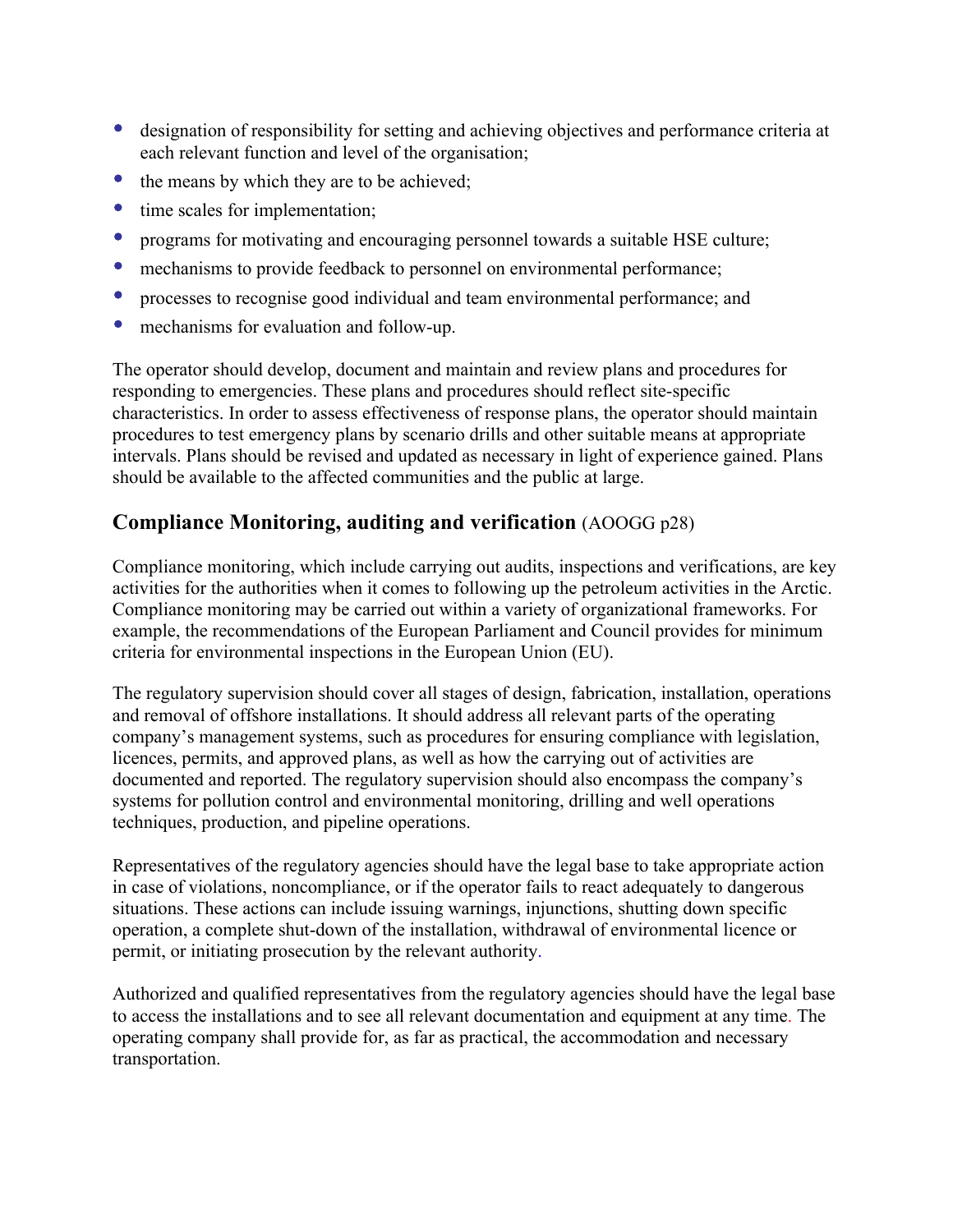- designation of responsibility for setting and achieving objectives and performance criteria at each relevant function and level of the organisation;
- the means by which they are to be achieved;
- time scales for implementation;
- programs for motivating and encouraging personnel towards a suitable HSE culture;
- mechanisms to provide feedback to personnel on environmental performance;
- processes to recognise good individual and team environmental performance; and
- mechanisms for evaluation and follow-up.

The operator should develop, document and maintain and review plans and procedures for responding to emergencies. These plans and procedures should reflect site-specific characteristics. In order to assess effectiveness of response plans, the operator should maintain procedures to test emergency plans by scenario drills and other suitable means at appropriate intervals. Plans should be revised and updated as necessary in light of experience gained. Plans should be available to the affected communities and the public at large.

## **Compliance Monitoring, auditing and verification** (AOOGG p28)

Compliance monitoring, which include carrying out audits, inspections and verifications, are key activities for the authorities when it comes to following up the petroleum activities in the Arctic. Compliance monitoring may be carried out within a variety of organizational frameworks. For example, the recommendations of the European Parliament and Council provides for minimum criteria for environmental inspections in the European Union (EU).

The regulatory supervision should cover all stages of design, fabrication, installation, operations and removal of offshore installations. It should address all relevant parts of the operating company's management systems, such as procedures for ensuring compliance with legislation, licences, permits, and approved plans, as well as how the carrying out of activities are documented and reported. The regulatory supervision should also encompass the company's systems for pollution control and environmental monitoring, drilling and well operations techniques, production, and pipeline operations.

Representatives of the regulatory agencies should have the legal base to take appropriate action in case of violations, noncompliance, or if the operator fails to react adequately to dangerous situations. These actions can include issuing warnings, injunctions, shutting down specific operation, a complete shut-down of the installation, withdrawal of environmental licence or permit, or initiating prosecution by the relevant authority.

Authorized and qualified representatives from the regulatory agencies should have the legal base to access the installations and to see all relevant documentation and equipment at any time. The operating company shall provide for, as far as practical, the accommodation and necessary transportation.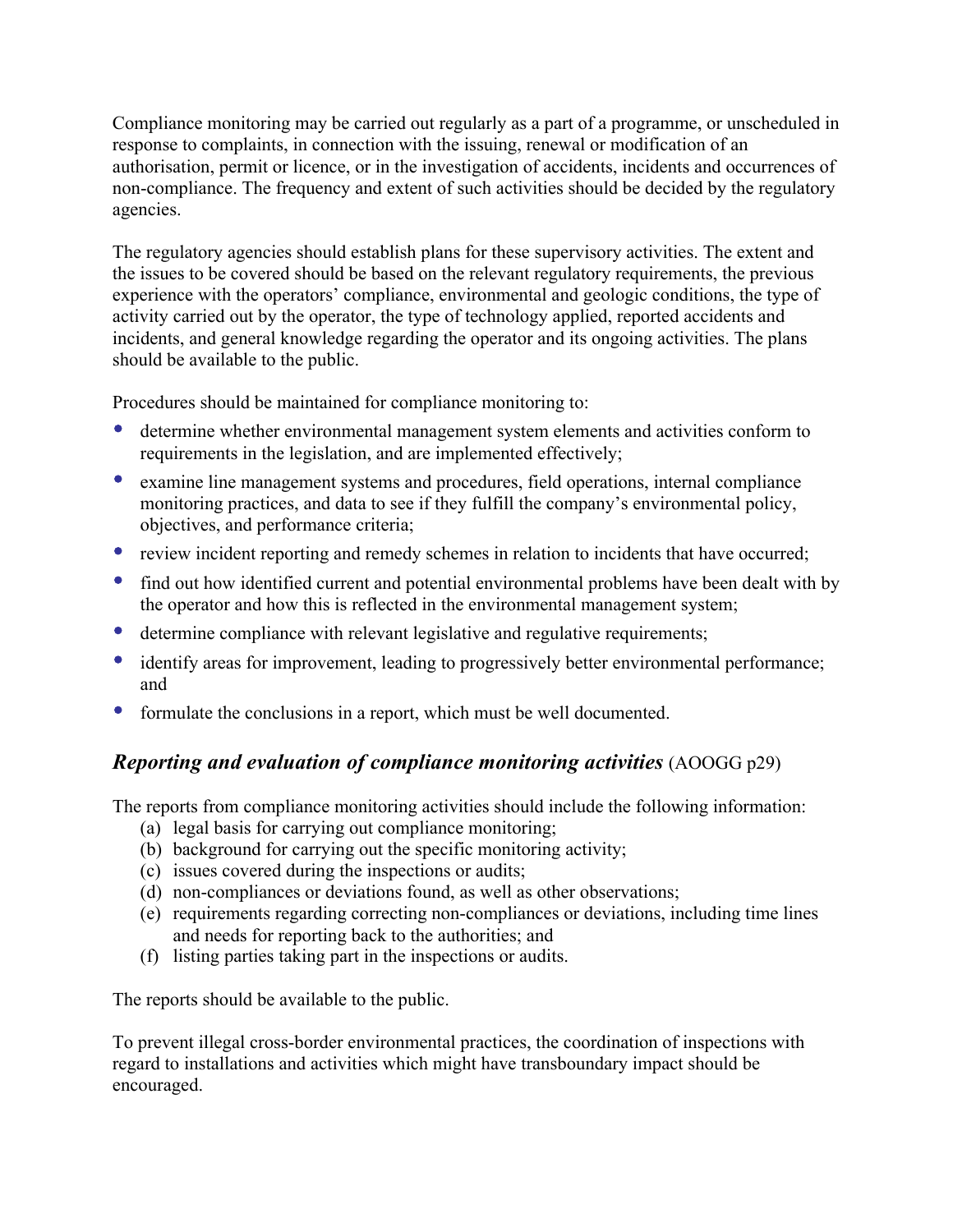Compliance monitoring may be carried out regularly as a part of a programme, or unscheduled in response to complaints, in connection with the issuing, renewal or modification of an authorisation, permit or licence, or in the investigation of accidents, incidents and occurrences of non-compliance. The frequency and extent of such activities should be decided by the regulatory agencies.

The regulatory agencies should establish plans for these supervisory activities. The extent and the issues to be covered should be based on the relevant regulatory requirements, the previous experience with the operators' compliance, environmental and geologic conditions, the type of activity carried out by the operator, the type of technology applied, reported accidents and incidents, and general knowledge regarding the operator and its ongoing activities. The plans should be available to the public.

Procedures should be maintained for compliance monitoring to:

- determine whether environmental management system elements and activities conform to requirements in the legislation, and are implemented effectively;
- examine line management systems and procedures, field operations, internal compliance monitoring practices, and data to see if they fulfill the company's environmental policy, objectives, and performance criteria;
- review incident reporting and remedy schemes in relation to incidents that have occurred;
- find out how identified current and potential environmental problems have been dealt with by the operator and how this is reflected in the environmental management system;
- determine compliance with relevant legislative and regulative requirements;
- identify areas for improvement, leading to progressively better environmental performance; and
- formulate the conclusions in a report, which must be well documented.

### *Reporting and evaluation of compliance monitoring activities* (AOOGG p29)

The reports from compliance monitoring activities should include the following information:

(a) legal basis for carrying out compliance monitoring;
(b) background for carrying out the specific monitoring activity;
(c) issues covered during the inspections or audits;
(d) non-compliances or deviations found, as well as other observations;
(e) requirements regarding correcting non-compliances or deviations, including time lines and needs for reporting back to the authorities; and
(f) listing parties taking part in the inspections or audits.

The reports should be available to the public.

To prevent illegal cross-border environmental practices, the coordination of inspections with regard to installations and activities which might have transboundary impact should be encouraged.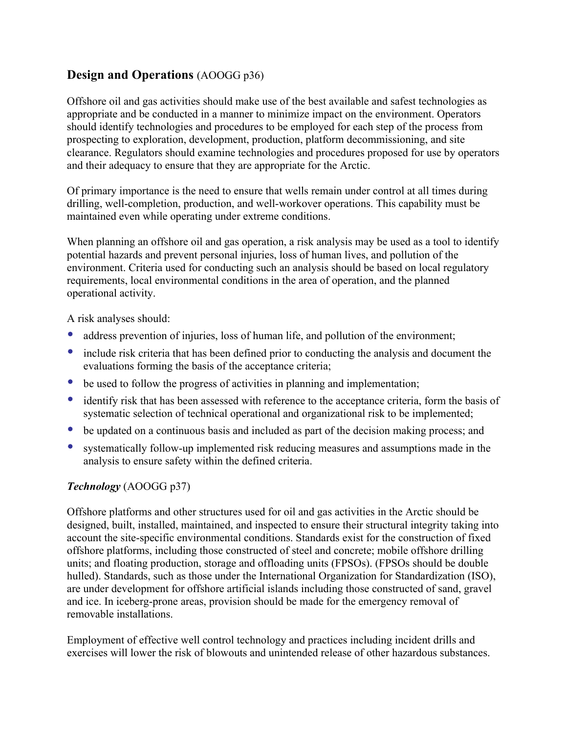## **Design and Operations** (AOOGG p36)

Offshore oil and gas activities should make use of the best available and safest technologies as appropriate and be conducted in a manner to minimize impact on the environment. Operators should identify technologies and procedures to be employed for each step of the process from prospecting to exploration, development, production, platform decommissioning, and site clearance. Regulators should examine technologies and procedures proposed for use by operators and their adequacy to ensure that they are appropriate for the Arctic.

Of primary importance is the need to ensure that wells remain under control at all times during drilling, well-completion, production, and well-workover operations. This capability must be maintained even while operating under extreme conditions.

When planning an offshore oil and gas operation, a risk analysis may be used as a tool to identify potential hazards and prevent personal injuries, loss of human lives, and pollution of the environment. Criteria used for conducting such an analysis should be based on local regulatory requirements, local environmental conditions in the area of operation, and the planned operational activity.

A risk analyses should:

- address prevention of injuries, loss of human life, and pollution of the environment;
- include risk criteria that has been defined prior to conducting the analysis and document the evaluations forming the basis of the acceptance criteria;
- be used to follow the progress of activities in planning and implementation;
- identify risk that has been assessed with reference to the acceptance criteria, form the basis of systematic selection of technical operational and organizational risk to be implemented;
- be updated on a continuous basis and included as part of the decision making process; and
- systematically follow-up implemented risk reducing measures and assumptions made in the analysis to ensure safety within the defined criteria.

### ***Technology*** (AOOGG p37)

Offshore platforms and other structures used for oil and gas activities in the Arctic should be designed, built, installed, maintained, and inspected to ensure their structural integrity taking into account the site-specific environmental conditions. Standards exist for the construction of fixed offshore platforms, including those constructed of steel and concrete; mobile offshore drilling units; and floating production, storage and offloading units (FPSOs). (FPSOs should be double hulled). Standards, such as those under the International Organization for Standardization (ISO), are under development for offshore artificial islands including those constructed of sand, gravel and ice. In iceberg-prone areas, provision should be made for the emergency removal of removable installations.

Employment of effective well control technology and practices including incident drills and exercises will lower the risk of blowouts and unintended release of other hazardous substances.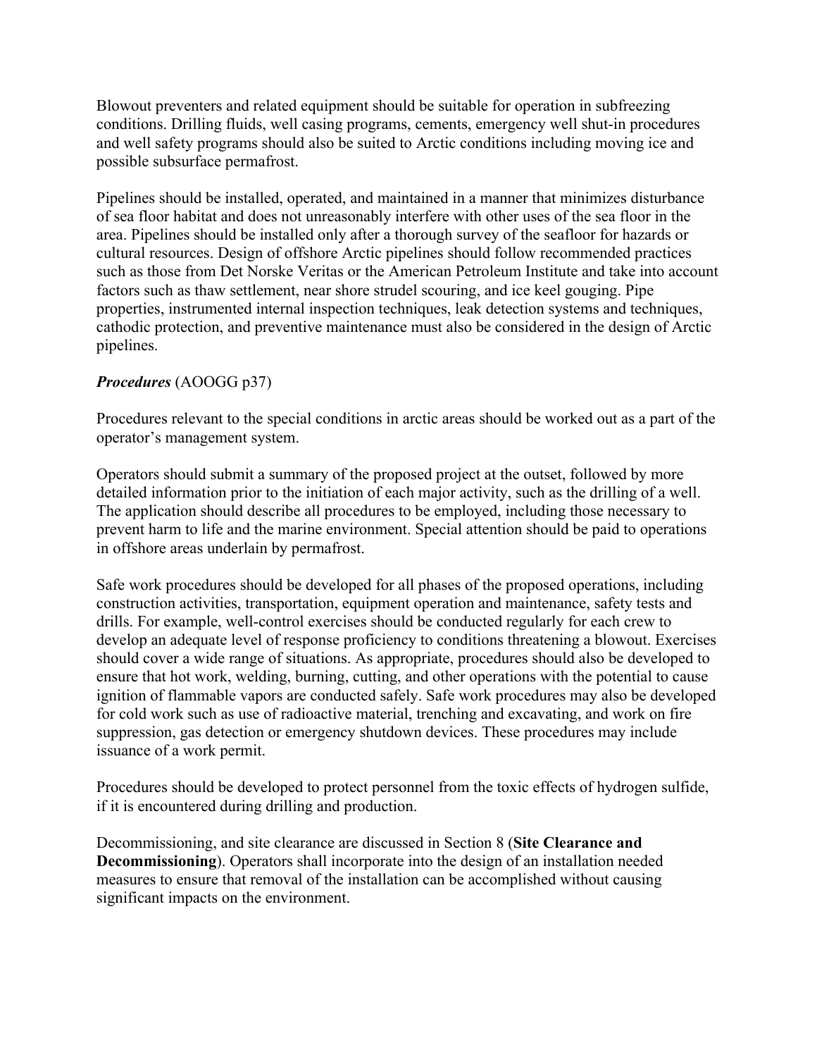Blowout preventers and related equipment should be suitable for operation in subfreezing conditions. Drilling fluids, well casing programs, cements, emergency well shut-in procedures and well safety programs should also be suited to Arctic conditions including moving ice and possible subsurface permafrost.

Pipelines should be installed, operated, and maintained in a manner that minimizes disturbance of sea floor habitat and does not unreasonably interfere with other uses of the sea floor in the area. Pipelines should be installed only after a thorough survey of the seafloor for hazards or cultural resources. Design of offshore Arctic pipelines should follow recommended practices such as those from Det Norske Veritas or the American Petroleum Institute and take into account factors such as thaw settlement, near shore strudel scouring, and ice keel gouging. Pipe properties, instrumented internal inspection techniques, leak detection systems and techniques, cathodic protection, and preventive maintenance must also be considered in the design of Arctic pipelines.

***Procedures*** (AOOGG p37)

Procedures relevant to the special conditions in arctic areas should be worked out as a part of the operator's management system.

Operators should submit a summary of the proposed project at the outset, followed by more detailed information prior to the initiation of each major activity, such as the drilling of a well. The application should describe all procedures to be employed, including those necessary to prevent harm to life and the marine environment. Special attention should be paid to operations in offshore areas underlain by permafrost.

Safe work procedures should be developed for all phases of the proposed operations, including construction activities, transportation, equipment operation and maintenance, safety tests and drills. For example, well-control exercises should be conducted regularly for each crew to develop an adequate level of response proficiency to conditions threatening a blowout. Exercises should cover a wide range of situations. As appropriate, procedures should also be developed to ensure that hot work, welding, burning, cutting, and other operations with the potential to cause ignition of flammable vapors are conducted safely. Safe work procedures may also be developed for cold work such as use of radioactive material, trenching and excavating, and work on fire suppression, gas detection or emergency shutdown devices. These procedures may include issuance of a work permit.

Procedures should be developed to protect personnel from the toxic effects of hydrogen sulfide, if it is encountered during drilling and production.

Decommissioning, and site clearance are discussed in Section 8 (**Site Clearance and Decommissioning**). Operators shall incorporate into the design of an installation needed measures to ensure that removal of the installation can be accomplished without causing significant impacts on the environment.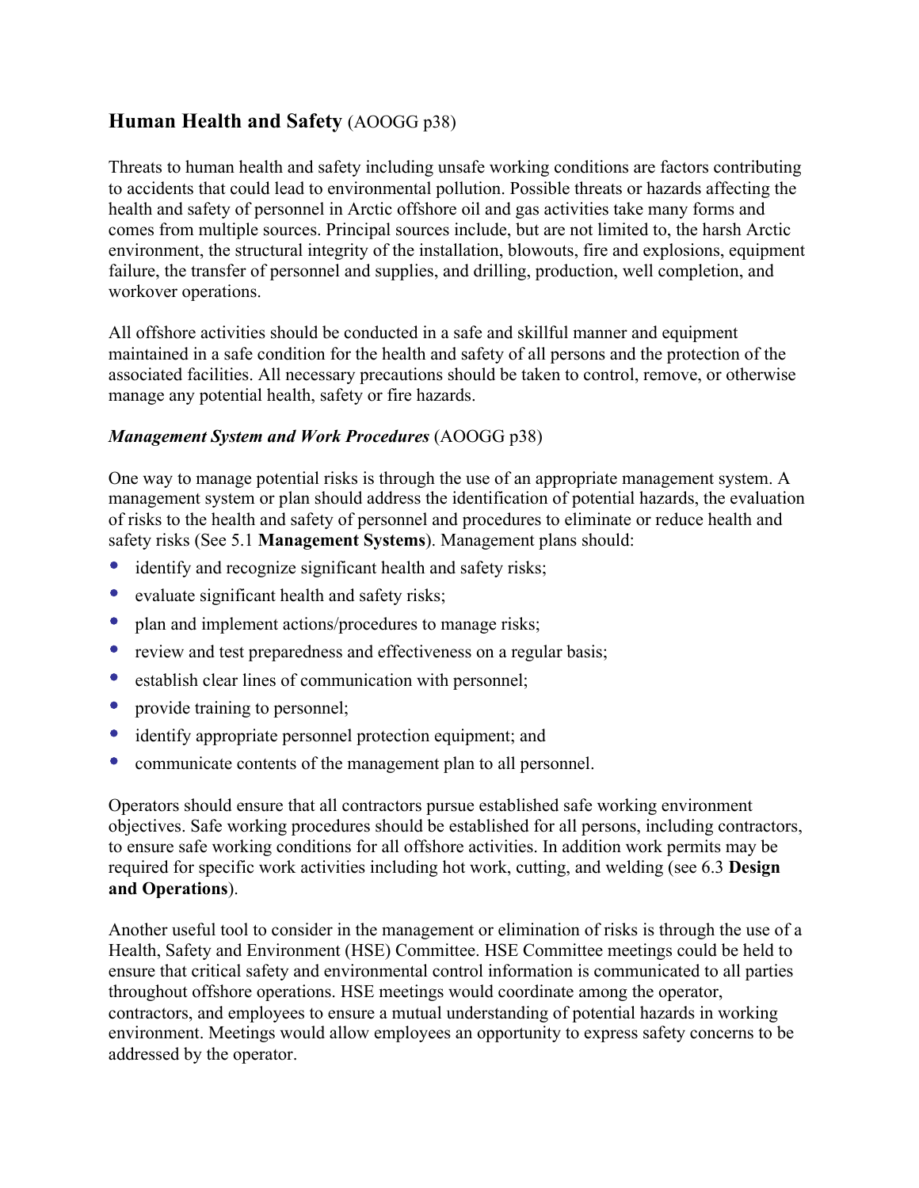## **Human Health and Safety** (AOOGG p38)

Threats to human health and safety including unsafe working conditions are factors contributing to accidents that could lead to environmental pollution. Possible threats or hazards affecting the health and safety of personnel in Arctic offshore oil and gas activities take many forms and comes from multiple sources. Principal sources include, but are not limited to, the harsh Arctic environment, the structural integrity of the installation, blowouts, fire and explosions, equipment failure, the transfer of personnel and supplies, and drilling, production, well completion, and workover operations.

All offshore activities should be conducted in a safe and skillful manner and equipment maintained in a safe condition for the health and safety of all persons and the protection of the associated facilities. All necessary precautions should be taken to control, remove, or otherwise manage any potential health, safety or fire hazards.

### ***Management System and Work Procedures*** (AOOGG p38)

One way to manage potential risks is through the use of an appropriate management system. A management system or plan should address the identification of potential hazards, the evaluation of risks to the health and safety of personnel and procedures to eliminate or reduce health and safety risks (See 5.1 **Management Systems**). Management plans should:

- identify and recognize significant health and safety risks;
- evaluate significant health and safety risks;
- plan and implement actions/procedures to manage risks;
- review and test preparedness and effectiveness on a regular basis;
- establish clear lines of communication with personnel;
- provide training to personnel;
- identify appropriate personnel protection equipment; and
- communicate contents of the management plan to all personnel.

Operators should ensure that all contractors pursue established safe working environment objectives. Safe working procedures should be established for all persons, including contractors, to ensure safe working conditions for all offshore activities. In addition work permits may be required for specific work activities including hot work, cutting, and welding (see 6.3 **Design and Operations**).

Another useful tool to consider in the management or elimination of risks is through the use of a Health, Safety and Environment (HSE) Committee. HSE Committee meetings could be held to ensure that critical safety and environmental control information is communicated to all parties throughout offshore operations. HSE meetings would coordinate among the operator, contractors, and employees to ensure a mutual understanding of potential hazards in working environment. Meetings would allow employees an opportunity to express safety concerns to be addressed by the operator.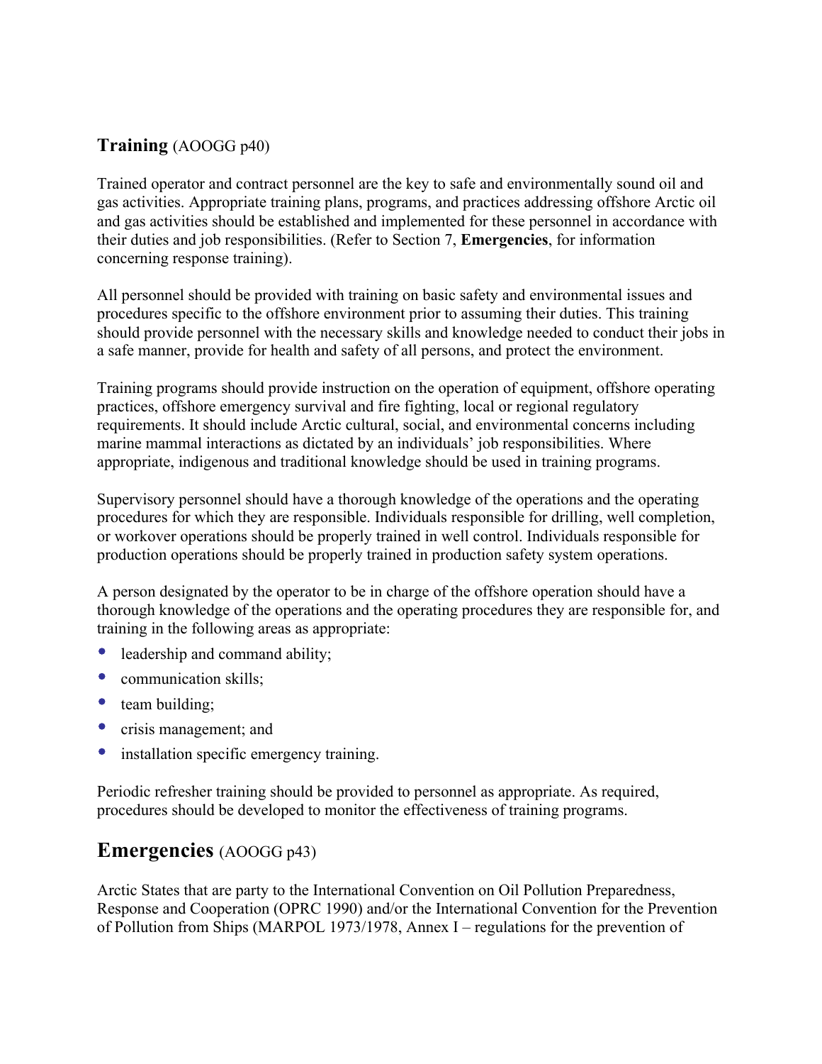## **Training** (AOOGG p40)

Trained operator and contract personnel are the key to safe and environmentally sound oil and gas activities. Appropriate training plans, programs, and practices addressing offshore Arctic oil and gas activities should be established and implemented for these personnel in accordance with their duties and job responsibilities. (Refer to Section 7, **Emergencies**, for information concerning response training).

All personnel should be provided with training on basic safety and environmental issues and procedures specific to the offshore environment prior to assuming their duties. This training should provide personnel with the necessary skills and knowledge needed to conduct their jobs in a safe manner, provide for health and safety of all persons, and protect the environment.

Training programs should provide instruction on the operation of equipment, offshore operating practices, offshore emergency survival and fire fighting, local or regional regulatory requirements. It should include Arctic cultural, social, and environmental concerns including marine mammal interactions as dictated by an individuals' job responsibilities. Where appropriate, indigenous and traditional knowledge should be used in training programs.

Supervisory personnel should have a thorough knowledge of the operations and the operating procedures for which they are responsible. Individuals responsible for drilling, well completion, or workover operations should be properly trained in well control. Individuals responsible for production operations should be properly trained in production safety system operations.

A person designated by the operator to be in charge of the offshore operation should have a thorough knowledge of the operations and the operating procedures they are responsible for, and training in the following areas as appropriate:

- leadership and command ability;
- communication skills;
- team building;
- crisis management; and
- installation specific emergency training.

Periodic refresher training should be provided to personnel as appropriate. As required, procedures should be developed to monitor the effectiveness of training programs.

## **Emergencies** (AOOGG p43)

Arctic States that are party to the International Convention on Oil Pollution Preparedness, Response and Cooperation (OPRC 1990) and/or the International Convention for the Prevention of Pollution from Ships (MARPOL 1973/1978, Annex I – regulations for the prevention of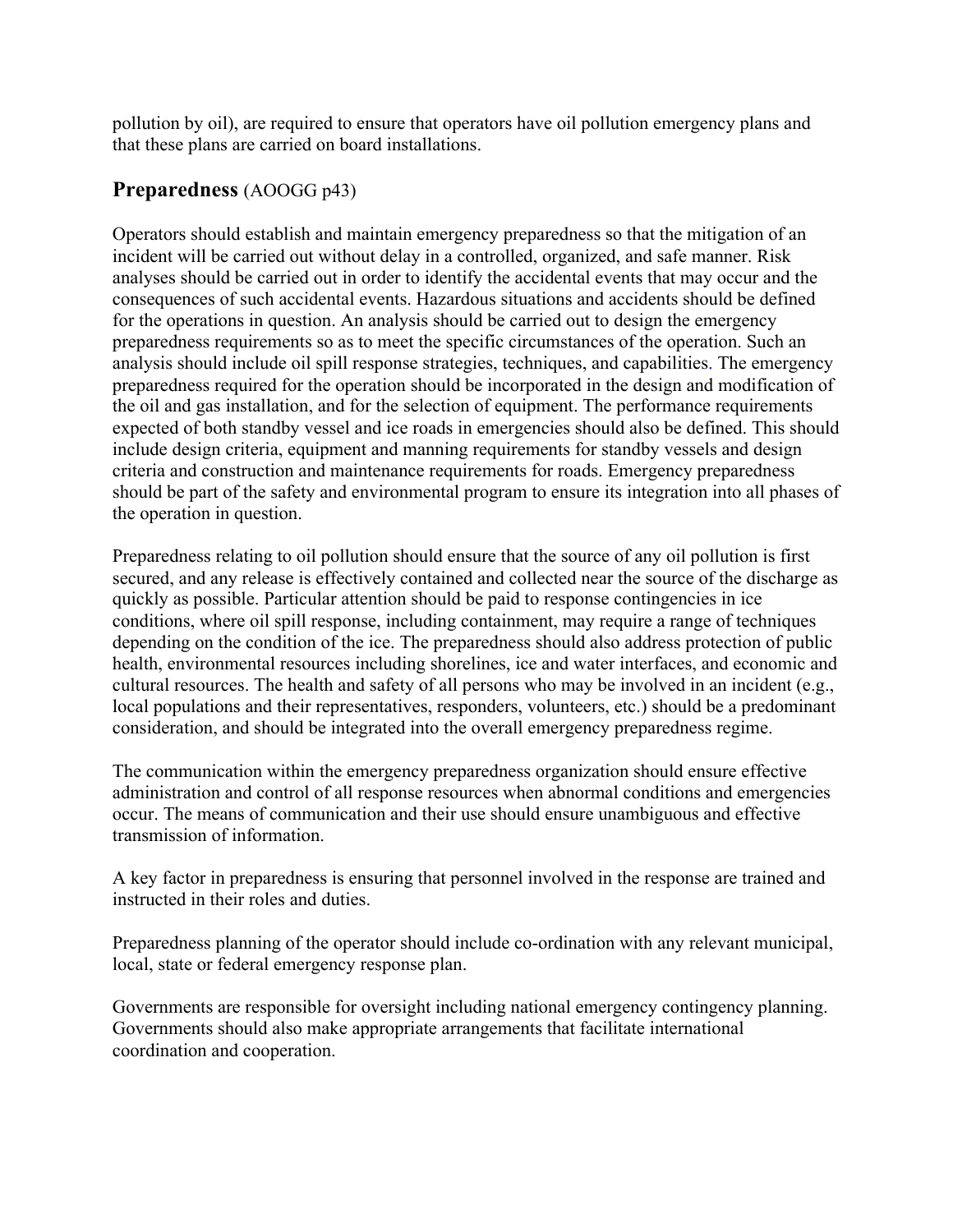pollution by oil), are required to ensure that operators have oil pollution emergency plans and that these plans are carried on board installations.

## **Preparedness** (AOOGG p43)

Operators should establish and maintain emergency preparedness so that the mitigation of an incident will be carried out without delay in a controlled, organized, and safe manner. Risk analyses should be carried out in order to identify the accidental events that may occur and the consequences of such accidental events. Hazardous situations and accidents should be defined for the operations in question. An analysis should be carried out to design the emergency preparedness requirements so as to meet the specific circumstances of the operation. Such an analysis should include oil spill response strategies, techniques, and capabilities. The emergency preparedness required for the operation should be incorporated in the design and modification of the oil and gas installation, and for the selection of equipment. The performance requirements expected of both standby vessel and ice roads in emergencies should also be defined. This should include design criteria, equipment and manning requirements for standby vessels and design criteria and construction and maintenance requirements for roads. Emergency preparedness should be part of the safety and environmental program to ensure its integration into all phases of the operation in question.

Preparedness relating to oil pollution should ensure that the source of any oil pollution is first secured, and any release is effectively contained and collected near the source of the discharge as quickly as possible. Particular attention should be paid to response contingencies in ice conditions, where oil spill response, including containment, may require a range of techniques depending on the condition of the ice. The preparedness should also address protection of public health, environmental resources including shorelines, ice and water interfaces, and economic and cultural resources. The health and safety of all persons who may be involved in an incident (e.g., local populations and their representatives, responders, volunteers, etc.) should be a predominant consideration, and should be integrated into the overall emergency preparedness regime.

The communication within the emergency preparedness organization should ensure effective administration and control of all response resources when abnormal conditions and emergencies occur. The means of communication and their use should ensure unambiguous and effective transmission of information.

A key factor in preparedness is ensuring that personnel involved in the response are trained and instructed in their roles and duties.

Preparedness planning of the operator should include co-ordination with any relevant municipal, local, state or federal emergency response plan.

Governments are responsible for oversight including national emergency contingency planning. Governments should also make appropriate arrangements that facilitate international coordination and cooperation.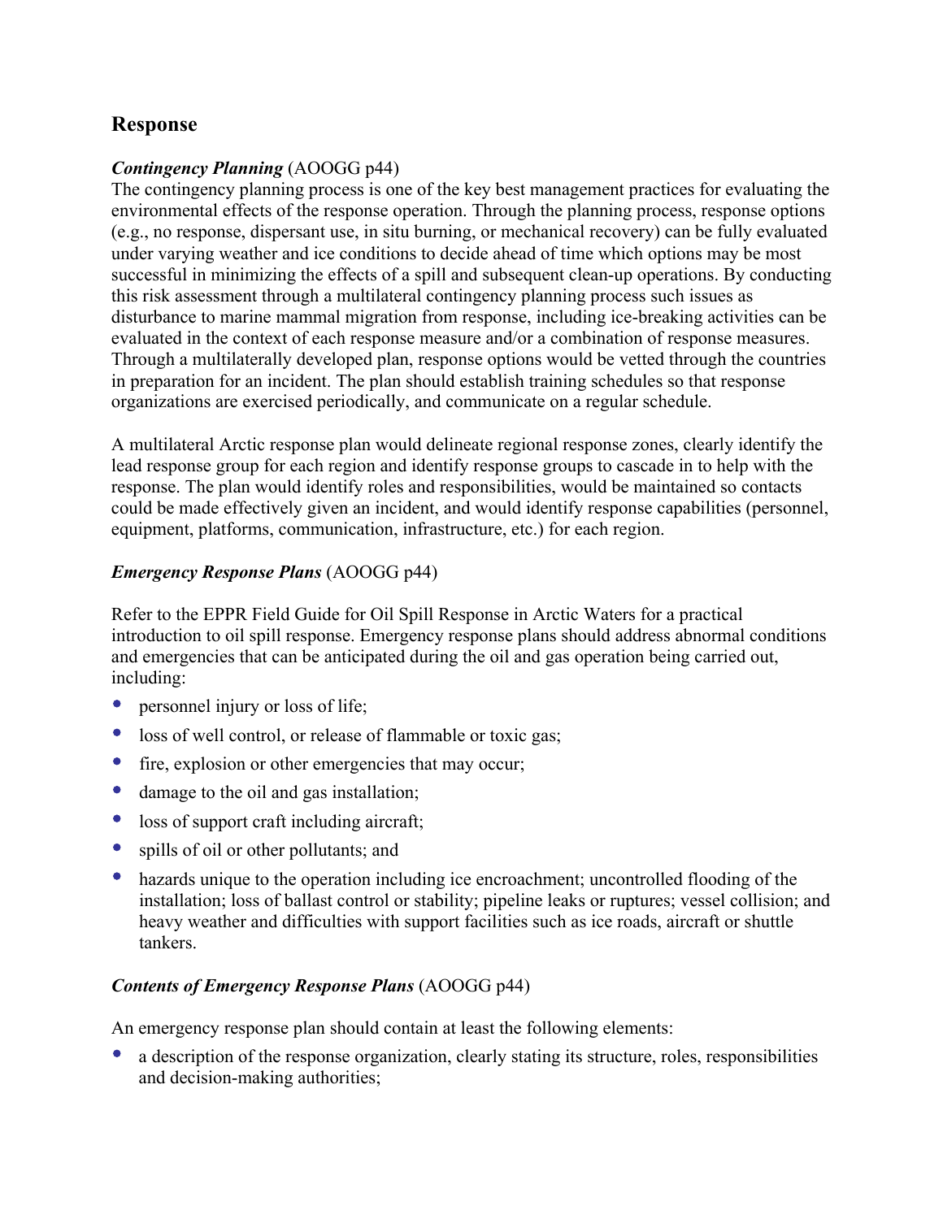## Response

***Contingency Planning*** (AOOGG p44)
The contingency planning process is one of the key best management practices for evaluating the environmental effects of the response operation. Through the planning process, response options (e.g., no response, dispersant use, in situ burning, or mechanical recovery) can be fully evaluated under varying weather and ice conditions to decide ahead of time which options may be most successful in minimizing the effects of a spill and subsequent clean-up operations. By conducting this risk assessment through a multilateral contingency planning process such issues as disturbance to marine mammal migration from response, including ice-breaking activities can be evaluated in the context of each response measure and/or a combination of response measures. Through a multilaterally developed plan, response options would be vetted through the countries in preparation for an incident. The plan should establish training schedules so that response organizations are exercised periodically, and communicate on a regular schedule.

A multilateral Arctic response plan would delineate regional response zones, clearly identify the lead response group for each region and identify response groups to cascade in to help with the response. The plan would identify roles and responsibilities, would be maintained so contacts could be made effectively given an incident, and would identify response capabilities (personnel, equipment, platforms, communication, infrastructure, etc.) for each region.

***Emergency Response Plans*** (AOOGG p44)

Refer to the EPPR Field Guide for Oil Spill Response in Arctic Waters for a practical introduction to oil spill response. Emergency response plans should address abnormal conditions and emergencies that can be anticipated during the oil and gas operation being carried out, including:

- personnel injury or loss of life;
- loss of well control, or release of flammable or toxic gas;
- fire, explosion or other emergencies that may occur;
- damage to the oil and gas installation;
- loss of support craft including aircraft;
- spills of oil or other pollutants; and
- hazards unique to the operation including ice encroachment; uncontrolled flooding of the installation; loss of ballast control or stability; pipeline leaks or ruptures; vessel collision; and heavy weather and difficulties with support facilities such as ice roads, aircraft or shuttle tankers.

***Contents of Emergency Response Plans*** (AOOGG p44)

An emergency response plan should contain at least the following elements:

- a description of the response organization, clearly stating its structure, roles, responsibilities and decision-making authorities;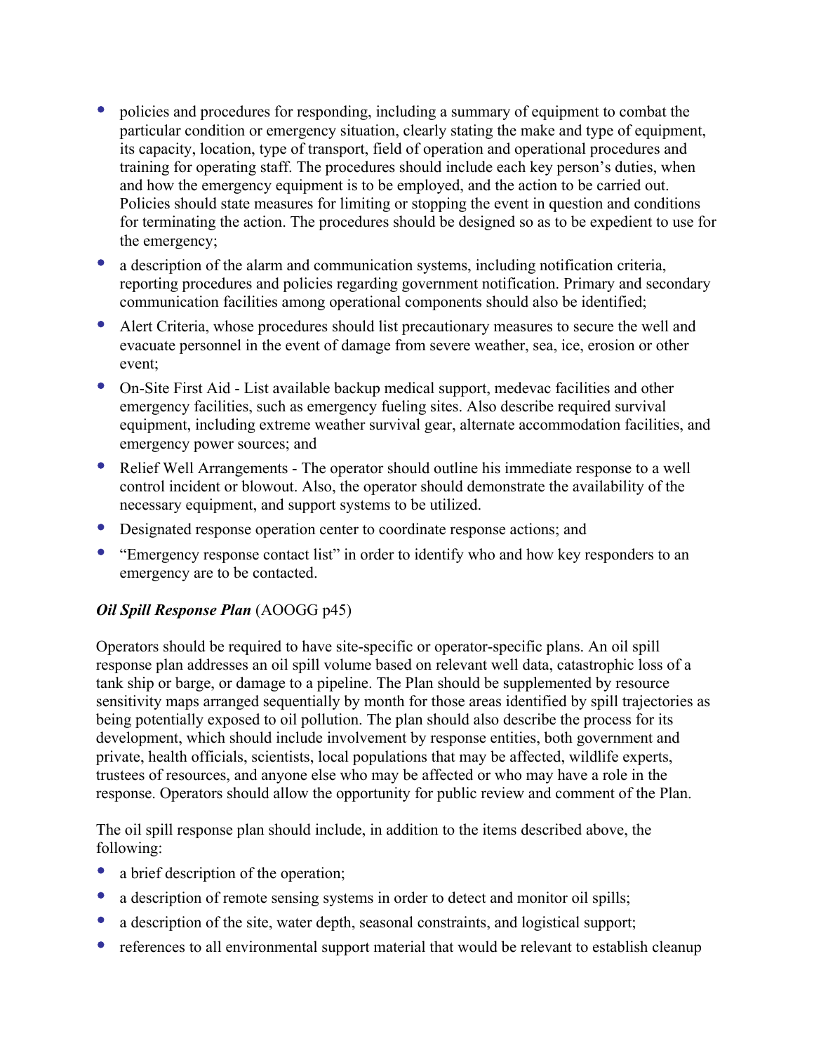- policies and procedures for responding, including a summary of equipment to combat the particular condition or emergency situation, clearly stating the make and type of equipment, its capacity, location, type of transport, field of operation and operational procedures and training for operating staff. The procedures should include each key person's duties, when and how the emergency equipment is to be employed, and the action to be carried out. Policies should state measures for limiting or stopping the event in question and conditions for terminating the action. The procedures should be designed so as to be expedient to use for the emergency;
- a description of the alarm and communication systems, including notification criteria, reporting procedures and policies regarding government notification. Primary and secondary communication facilities among operational components should also be identified;
- Alert Criteria, whose procedures should list precautionary measures to secure the well and evacuate personnel in the event of damage from severe weather, sea, ice, erosion or other event;
- On-Site First Aid - List available backup medical support, medevac facilities and other emergency facilities, such as emergency fueling sites. Also describe required survival equipment, including extreme weather survival gear, alternate accommodation facilities, and emergency power sources; and
- Relief Well Arrangements - The operator should outline his immediate response to a well control incident or blowout. Also, the operator should demonstrate the availability of the necessary equipment, and support systems to be utilized.
- Designated response operation center to coordinate response actions; and
- "Emergency response contact list" in order to identify who and how key responders to an emergency are to be contacted.

***Oil Spill Response Plan*** (AOOGG p45)

Operators should be required to have site-specific or operator-specific plans. An oil spill response plan addresses an oil spill volume based on relevant well data, catastrophic loss of a tank ship or barge, or damage to a pipeline. The Plan should be supplemented by resource sensitivity maps arranged sequentially by month for those areas identified by spill trajectories as being potentially exposed to oil pollution. The plan should also describe the process for its development, which should include involvement by response entities, both government and private, health officials, scientists, local populations that may be affected, wildlife experts, trustees of resources, and anyone else who may be affected or who may have a role in the response. Operators should allow the opportunity for public review and comment of the Plan.

The oil spill response plan should include, in addition to the items described above, the following:

- a brief description of the operation;
- a description of remote sensing systems in order to detect and monitor oil spills;
- a description of the site, water depth, seasonal constraints, and logistical support;
- references to all environmental support material that would be relevant to establish cleanup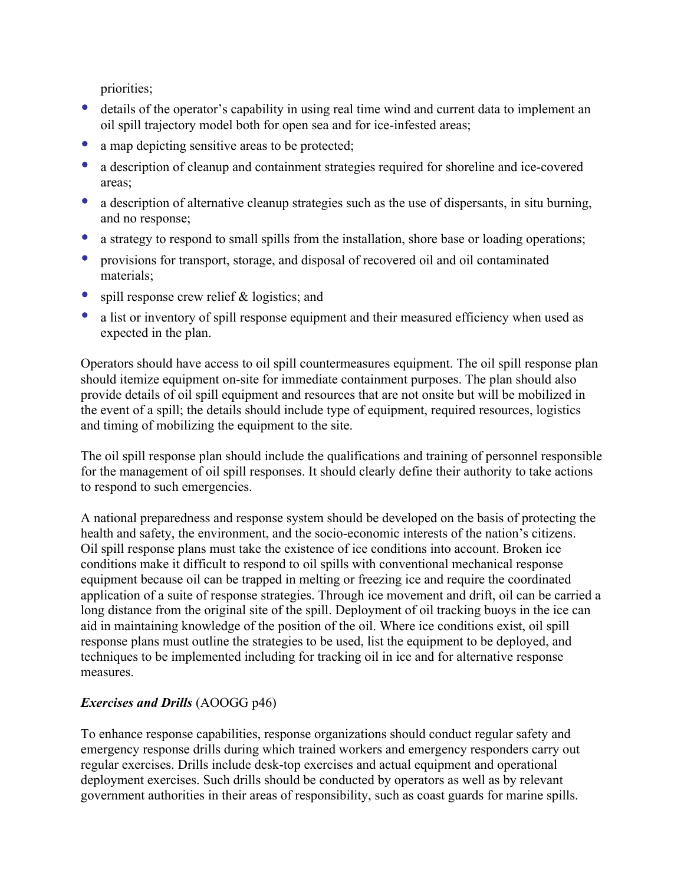priorities;

- details of the operator's capability in using real time wind and current data to implement an oil spill trajectory model both for open sea and for ice-infested areas;
- a map depicting sensitive areas to be protected;
- a description of cleanup and containment strategies required for shoreline and ice-covered areas;
- a description of alternative cleanup strategies such as the use of dispersants, in situ burning, and no response;
- a strategy to respond to small spills from the installation, shore base or loading operations;
- provisions for transport, storage, and disposal of recovered oil and oil contaminated materials;
- spill response crew relief & logistics; and
- a list or inventory of spill response equipment and their measured efficiency when used as expected in the plan.

Operators should have access to oil spill countermeasures equipment. The oil spill response plan should itemize equipment on-site for immediate containment purposes. The plan should also provide details of oil spill equipment and resources that are not onsite but will be mobilized in the event of a spill; the details should include type of equipment, required resources, logistics and timing of mobilizing the equipment to the site.

The oil spill response plan should include the qualifications and training of personnel responsible for the management of oil spill responses. It should clearly define their authority to take actions to respond to such emergencies.

A national preparedness and response system should be developed on the basis of protecting the health and safety, the environment, and the socio-economic interests of the nation's citizens. Oil spill response plans must take the existence of ice conditions into account. Broken ice conditions make it difficult to respond to oil spills with conventional mechanical response equipment because oil can be trapped in melting or freezing ice and require the coordinated application of a suite of response strategies. Through ice movement and drift, oil can be carried a long distance from the original site of the spill. Deployment of oil tracking buoys in the ice can aid in maintaining knowledge of the position of the oil. Where ice conditions exist, oil spill response plans must outline the strategies to be used, list the equipment to be deployed, and techniques to be implemented including for tracking oil in ice and for alternative response measures.

***Exercises and Drills*** (AOOGG p46)

To enhance response capabilities, response organizations should conduct regular safety and emergency response drills during which trained workers and emergency responders carry out regular exercises. Drills include desk-top exercises and actual equipment and operational deployment exercises. Such drills should be conducted by operators as well as by relevant government authorities in their areas of responsibility, such as coast guards for marine spills.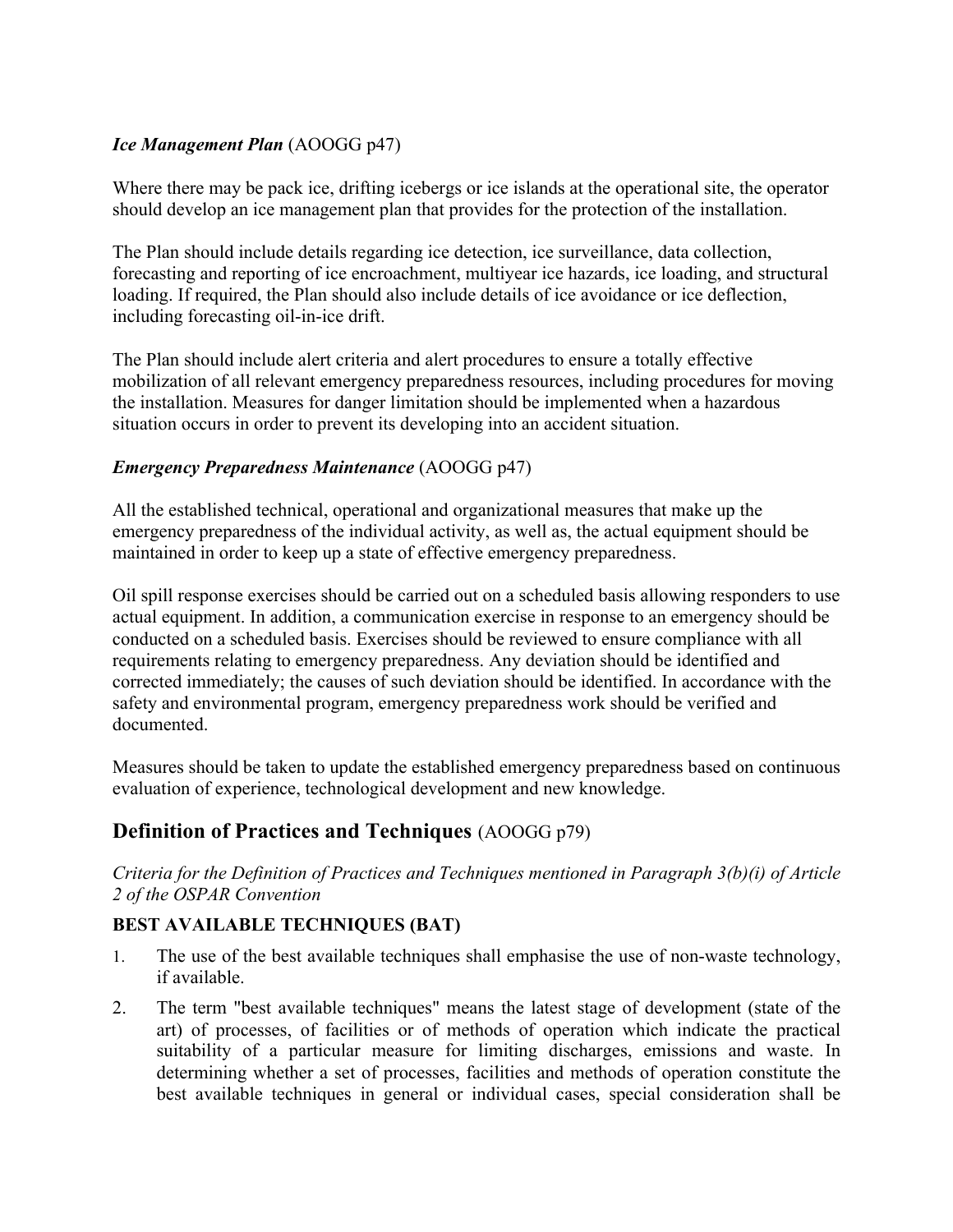***Ice Management Plan*** (AOOGG p47)

Where there may be pack ice, drifting icebergs or ice islands at the operational site, the operator should develop an ice management plan that provides for the protection of the installation.

The Plan should include details regarding ice detection, ice surveillance, data collection, forecasting and reporting of ice encroachment, multiyear ice hazards, ice loading, and structural loading. If required, the Plan should also include details of ice avoidance or ice deflection, including forecasting oil-in-ice drift.

The Plan should include alert criteria and alert procedures to ensure a totally effective mobilization of all relevant emergency preparedness resources, including procedures for moving the installation. Measures for danger limitation should be implemented when a hazardous situation occurs in order to prevent its developing into an accident situation.

***Emergency Preparedness Maintenance*** (AOOGG p47)

All the established technical, operational and organizational measures that make up the emergency preparedness of the individual activity, as well as, the actual equipment should be maintained in order to keep up a state of effective emergency preparedness.

Oil spill response exercises should be carried out on a scheduled basis allowing responders to use actual equipment. In addition, a communication exercise in response to an emergency should be conducted on a scheduled basis. Exercises should be reviewed to ensure compliance with all requirements relating to emergency preparedness. Any deviation should be identified and corrected immediately; the causes of such deviation should be identified. In accordance with the safety and environmental program, emergency preparedness work should be verified and documented.

Measures should be taken to update the established emergency preparedness based on continuous evaluation of experience, technological development and new knowledge.

## **Definition of Practices and Techniques** (AOOGG p79)

*Criteria for the Definition of Practices and Techniques mentioned in Paragraph 3(b)(i) of Article 2 of the OSPAR Convention*

### BEST AVAILABLE TECHNIQUES (BAT)

1. The use of the best available techniques shall emphasise the use of non-waste technology, if available.
2. The term "best available techniques" means the latest stage of development (state of the art) of processes, of facilities or of methods of operation which indicate the practical suitability of a particular measure for limiting discharges, emissions and waste. In determining whether a set of processes, facilities and methods of operation constitute the best available techniques in general or individual cases, special consideration shall be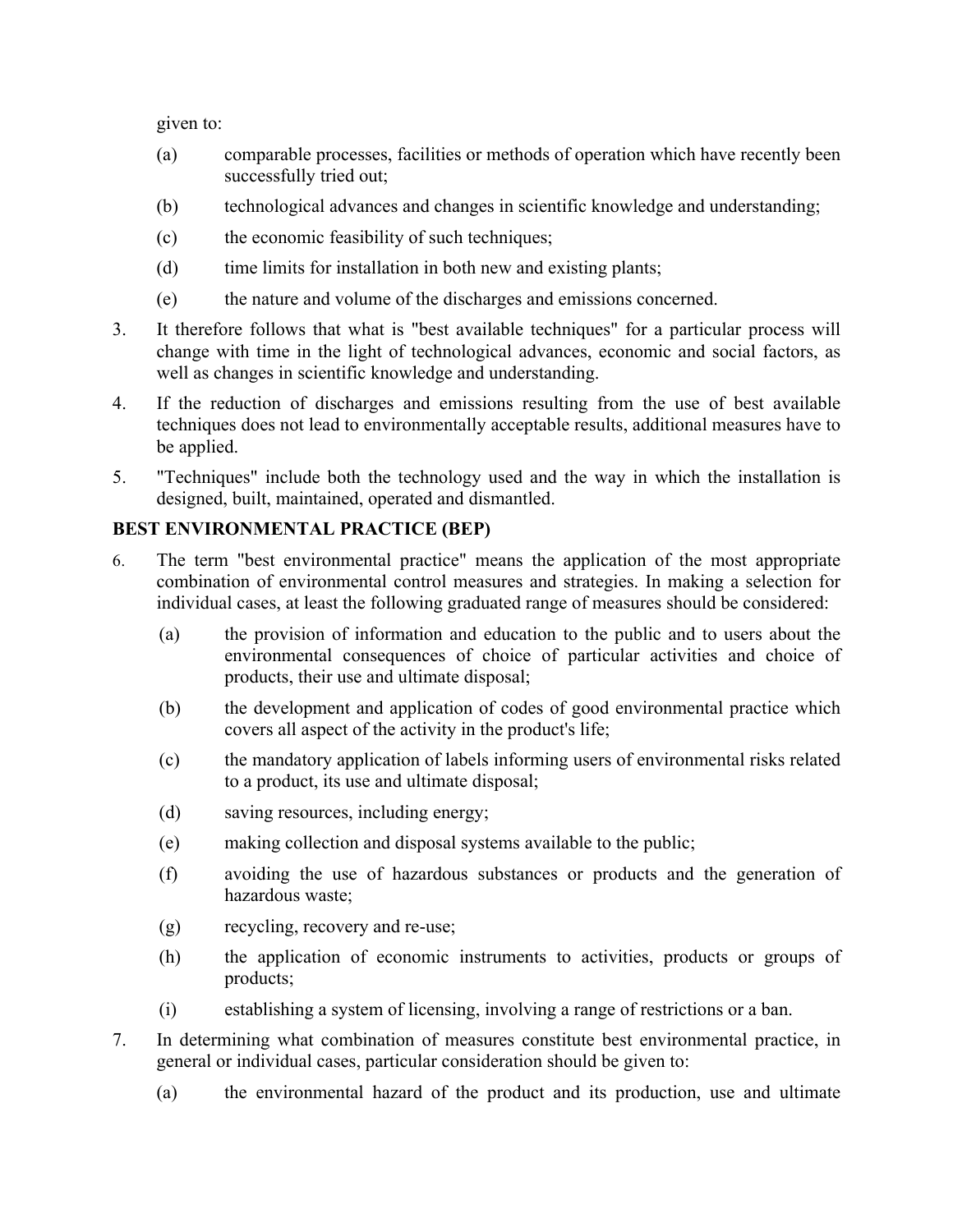given to:

(a) comparable processes, facilities or methods of operation which have recently been successfully tried out;

(b) technological advances and changes in scientific knowledge and understanding;

(c) the economic feasibility of such techniques;

(d) time limits for installation in both new and existing plants;

(e) the nature and volume of the discharges and emissions concerned.

3. It therefore follows that what is "best available techniques" for a particular process will change with time in the light of technological advances, economic and social factors, as well as changes in scientific knowledge and understanding.

4. If the reduction of discharges and emissions resulting from the use of best available techniques does not lead to environmentally acceptable results, additional measures have to be applied.

5. "Techniques" include both the technology used and the way in which the installation is designed, built, maintained, operated and dismantled.

**BEST ENVIRONMENTAL PRACTICE (BEP)**

6. The term "best environmental practice" means the application of the most appropriate combination of environmental control measures and strategies. In making a selection for individual cases, at least the following graduated range of measures should be considered:

(a) the provision of information and education to the public and to users about the environmental consequences of choice of particular activities and choice of products, their use and ultimate disposal;

(b) the development and application of codes of good environmental practice which covers all aspect of the activity in the product's life;

(c) the mandatory application of labels informing users of environmental risks related to a product, its use and ultimate disposal;

(d) saving resources, including energy;

(e) making collection and disposal systems available to the public;

(f) avoiding the use of hazardous substances or products and the generation of hazardous waste;

(g) recycling, recovery and re-use;

(h) the application of economic instruments to activities, products or groups of products;

(i) establishing a system of licensing, involving a range of restrictions or a ban.

7. In determining what combination of measures constitute best environmental practice, in general or individual cases, particular consideration should be given to:

(a) the environmental hazard of the product and its production, use and ultimate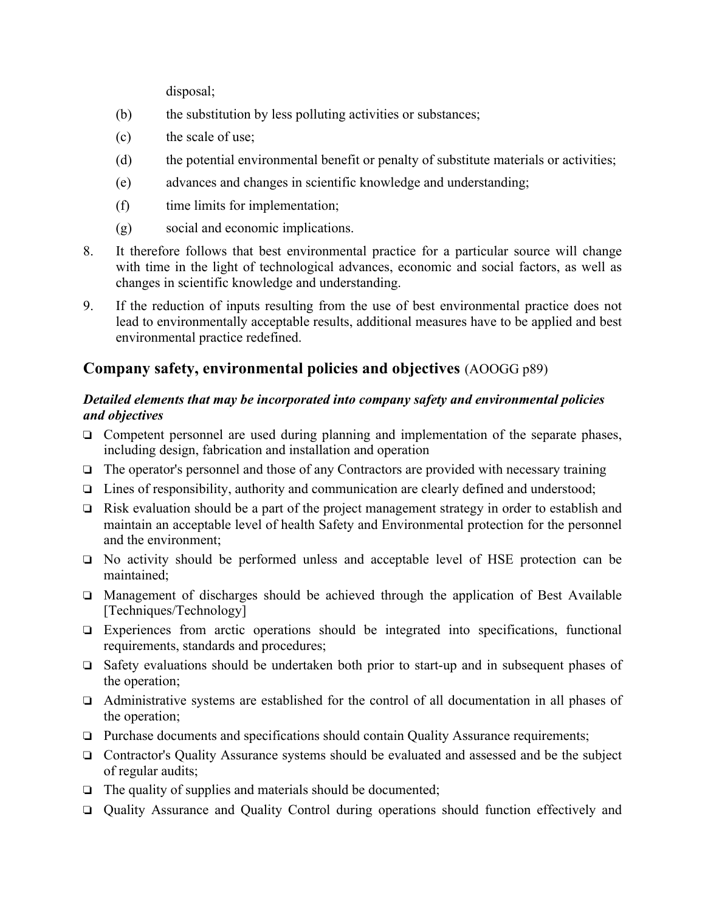disposal;

(b) the substitution by less polluting activities or substances;

(c) the scale of use;

(d) the potential environmental benefit or penalty of substitute materials or activities;

(e) advances and changes in scientific knowledge and understanding;

(f) time limits for implementation;

(g) social and economic implications.

8. It therefore follows that best environmental practice for a particular source will change with time in the light of technological advances, economic and social factors, as well as changes in scientific knowledge and understanding.

9. If the reduction of inputs resulting from the use of best environmental practice does not lead to environmentally acceptable results, additional measures have to be applied and best environmental practice redefined.

## Company safety, environmental policies and objectives (AOOGG p89)

***Detailed elements that may be incorporated into company safety and environmental policies and objectives***

- ❑ Competent personnel are used during planning and implementation of the separate phases, including design, fabrication and installation and operation
- ❑ The operator's personnel and those of any Contractors are provided with necessary training
- ❑ Lines of responsibility, authority and communication are clearly defined and understood;
- ❑ Risk evaluation should be a part of the project management strategy in order to establish and maintain an acceptable level of health Safety and Environmental protection for the personnel and the environment;
- ❑ No activity should be performed unless and acceptable level of HSE protection can be maintained;
- ❑ Management of discharges should be achieved through the application of Best Available [Techniques/Technology]
- ❑ Experiences from arctic operations should be integrated into specifications, functional requirements, standards and procedures;
- ❑ Safety evaluations should be undertaken both prior to start-up and in subsequent phases of the operation;
- ❑ Administrative systems are established for the control of all documentation in all phases of the operation;
- ❑ Purchase documents and specifications should contain Quality Assurance requirements;
- ❑ Contractor's Quality Assurance systems should be evaluated and assessed and be the subject of regular audits;
- ❑ The quality of supplies and materials should be documented;
- ❑ Quality Assurance and Quality Control during operations should function effectively and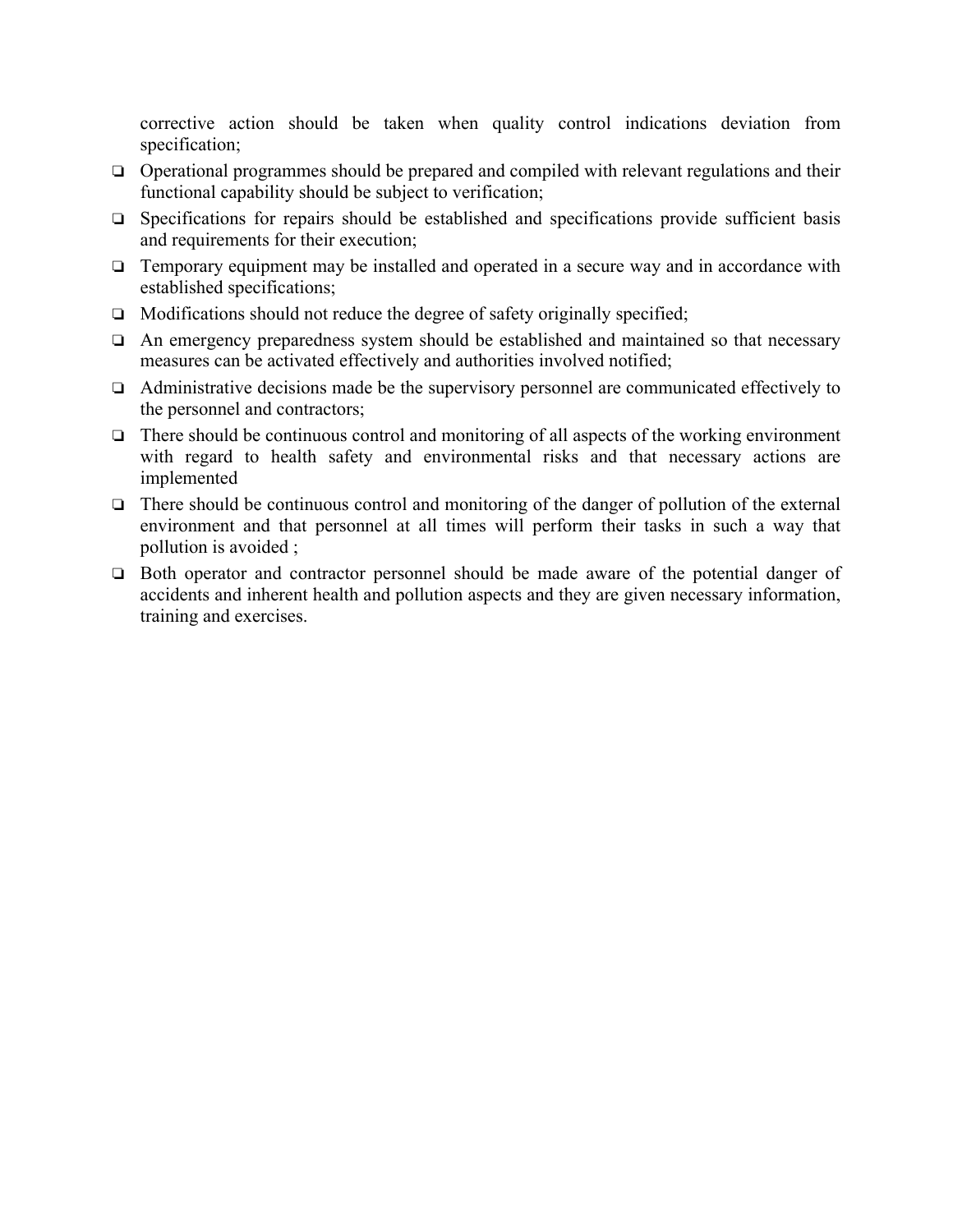corrective action should be taken when quality control indications deviation from specification;

- Operational programmes should be prepared and compiled with relevant regulations and their functional capability should be subject to verification;
- Specifications for repairs should be established and specifications provide sufficient basis and requirements for their execution;
- Temporary equipment may be installed and operated in a secure way and in accordance with established specifications;
- Modifications should not reduce the degree of safety originally specified;
- An emergency preparedness system should be established and maintained so that necessary measures can be activated effectively and authorities involved notified;
- Administrative decisions made be the supervisory personnel are communicated effectively to the personnel and contractors;
- There should be continuous control and monitoring of all aspects of the working environment with regard to health safety and environmental risks and that necessary actions are implemented
- There should be continuous control and monitoring of the danger of pollution of the external environment and that personnel at all times will perform their tasks in such a way that pollution is avoided ;
- Both operator and contractor personnel should be made aware of the potential danger of accidents and inherent health and pollution aspects and they are given necessary information, training and exercises.